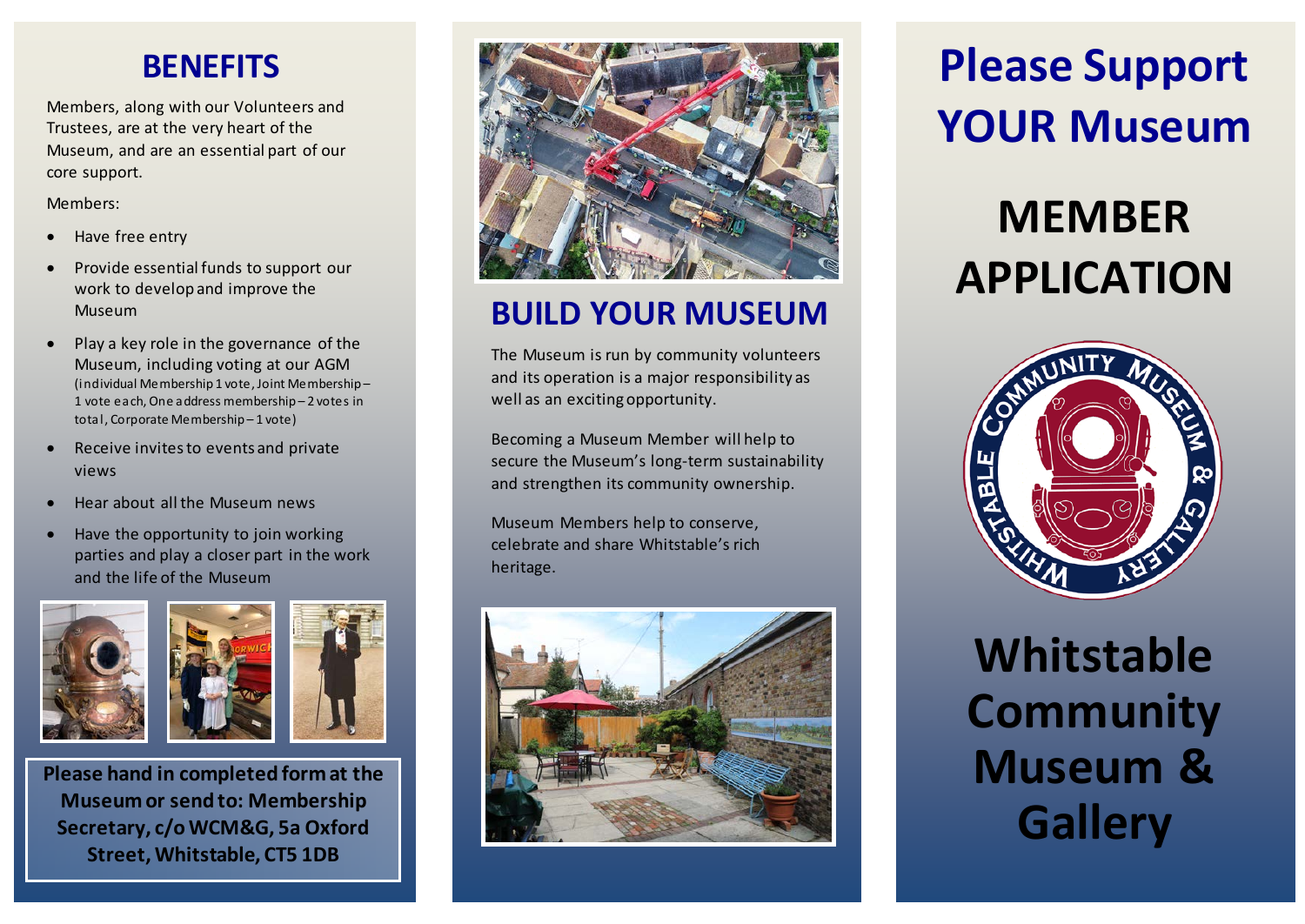## BENEFITS

Members, along with our Volunteers and Trustees, are at the very heart of the Museum, and are an essential part of our core support.

Members:

- Have free entry
- Provide essential funds to support our work to develop and improve the Museum
- Play a key role in the governance of the Museum, including voting at our AGM (individual Membership 1 vote, Joint Membership – 1 vote each, One address membership – 2 votes in total, Corporate Membership – 1 vote)
- Receive invites to events and private views
- Hear about all the Museum news
- Have the opportunity to join working parties and play a closer part in the work and the life of the Museum

**Please hand in completed form at the Museum or send to: Membership Secretary, c/o WCM&G, 5a Oxford Street, Whitstable, CT5 1DB**

## BUILD YOUR MUSEUM

The Museum is run by community volunteers and its operation is a major responsibility as well as an exciting opportunity.

Becoming a Museum Member will help to secure the Museum's long-term sustainability and strengthen its community ownership.

Museum Members help to conserve, celebrate and share Whitstable's rich heritage.

# Please Support YOUR Museum

# MEMBER APPLICATION

# Whitstable Community Museum & Gallery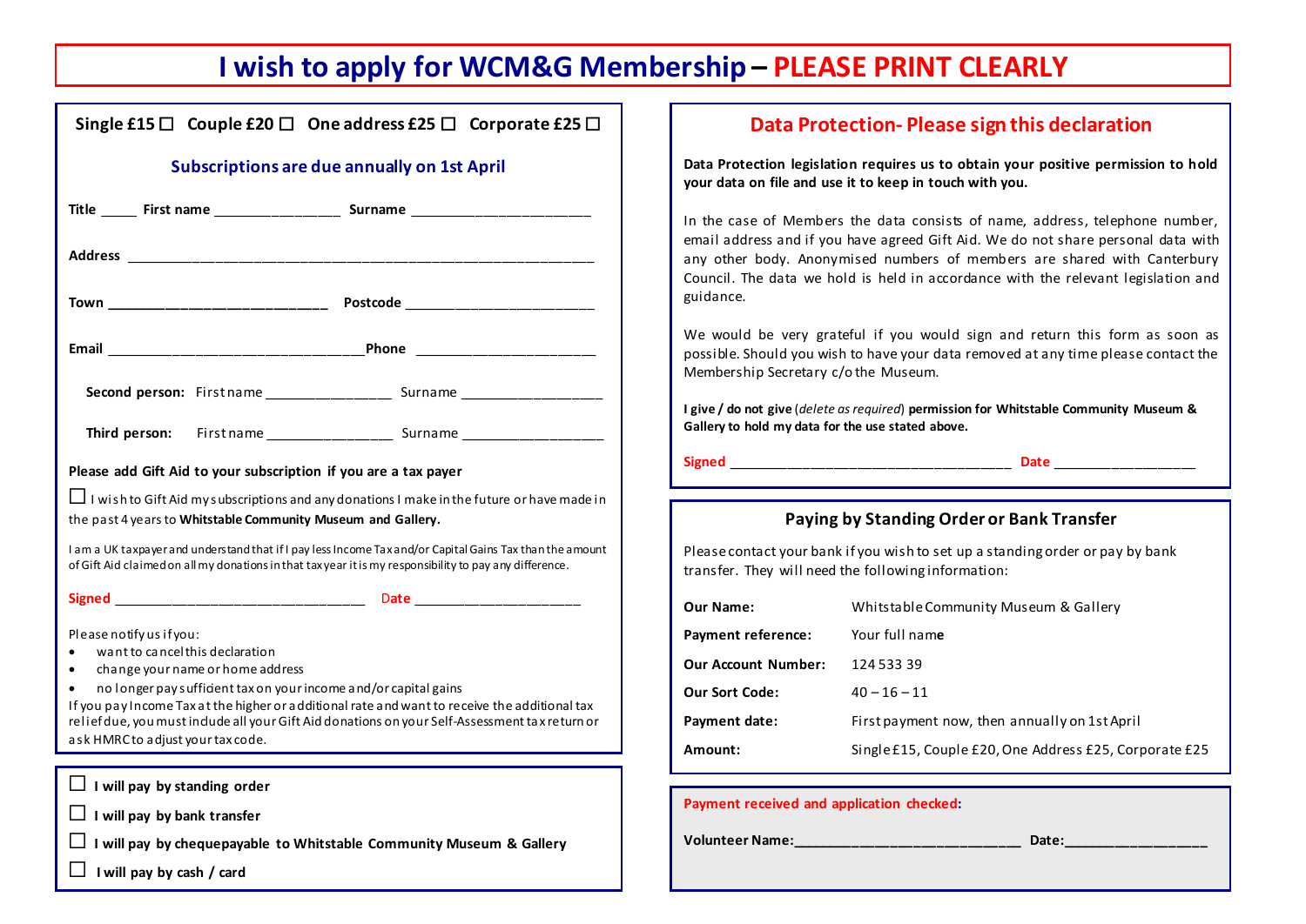# I wish to apply for WCM&G Membership – PLEASE PRINT CLEARLY

Single £15 ☐ Couple £20 ☐ One address £25 ☐ Corporate £25 ☐

**Subscriptions are due annually on 1st April**

**Title** _____ **First name** ________________ **Surname** ________________________

**Address** ________________________________________________________________

**Town** ____________________________ **Postcode** ________________________

**Email** _________________________________ **Phone** ________________________

**Second person:** First name ________________ Surname __________________

**Third person:** First name ________________ Surname __________________

**Please add Gift Aid to your subscription if you are a tax payer**

☐ I wish to Gift Aid my subscriptions and any donations I make in the future or have made in the past 4 years to **Whitstable Community Museum and Gallery.**

I am a UK taxpayer and understand that if I pay less Income Tax and/or Capital Gains Tax than the amount of Gift Aid claimed on all my donations in that tax year it is my responsibility to pay any difference.

**Signed** _________________________________ **Date** ______________________

Please notify us if you:

- want to cancel this declaration
- change your name or home address
- no longer pay sufficient tax on your income and/or capital gains

If you pay Income Tax at the higher or additional rate and want to receive the additional tax relief due, you must include all your Gift Aid donations on your Self-Assessment tax return or ask HMRC to adjust your tax code.

☐ **I will pay by standing order**

☐ **I will pay by bank transfer**

☐ **I will pay by chequepayable to Whitstable Community Museum & Gallery**

☐ **I will pay by cash / card**

## Data Protection- Please sign this declaration

**Data Protection legislation requires us to obtain your positive permission to hold your data on file and use it to keep in touch with you.**

In the case of Members the data consists of name, address, telephone number, email address and if you have agreed Gift Aid. We do not share personal data with any other body. Anonymised numbers of members are shared with Canterbury Council. The data we hold is held in accordance with the relevant legislation and guidance.

We would be very grateful if you would sign and return this form as soon as possible. Should you wish to have your data removed at any time please contact the Membership Secretary c/o the Museum.

**I give / do not give** (*delete as required*) **permission for Whitstable Community Museum & Gallery to hold my data for the use stated above.**

**Signed** ____________________________________ **Date** ___________________

## Paying by Standing Order or Bank Transfer

Please contact your bank if you wish to set up a standing order or pay by bank transfer. They will need the following information:

| | |
|---|---|
| **Our Name:** | Whitstable Community Museum & Gallery |
| **Payment reference:** | Your full name |
| **Our Account Number:** | 124 533 39 |
| **Our Sort Code:** | 40 – 16 – 11 |
| **Payment date:** | First payment now, then annually on 1st April |
| **Amount:** | Single £15, Couple £20, One Address £25, Corporate £25 |

**Payment received and application checked:**

**Volunteer Name:**_____________________________ **Date:**__________________